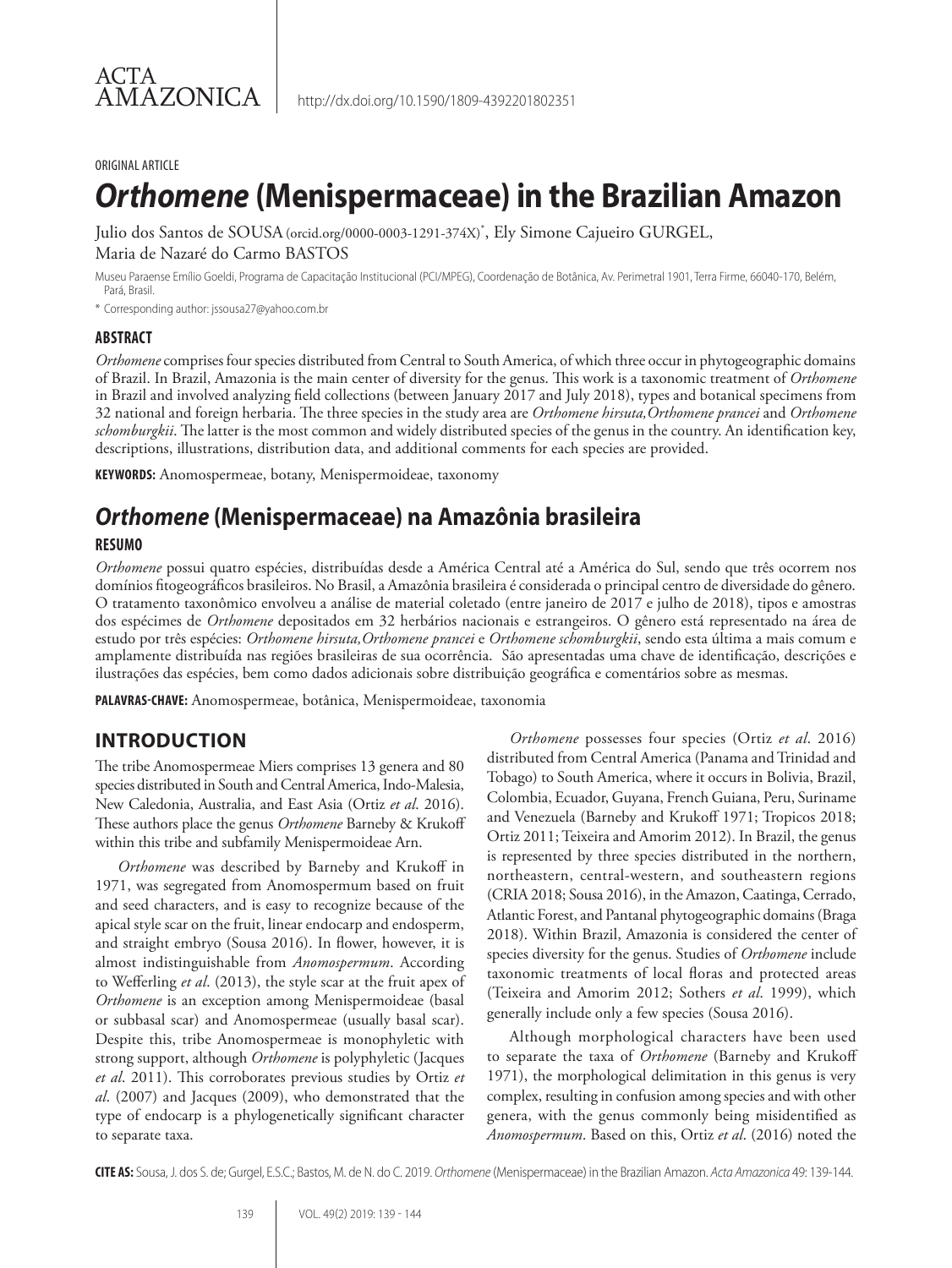ACTA AMAZONICA

http://dx.doi.org/10.1590/1809-4392201802351

ORIGINAL ARTICLE

# *Orthomene* (Menispermaceae) in the Brazilian Amazon

Julio dos Santos de SOUSA (orcid.org/0000-0003-1291-374X)[*], Ely Simone Cajueiro GURGEL, Maria de Nazaré do Carmo BASTOS

Museu Paraense Emílio Goeldi, Programa de Capacitação Institucional (PCI/MPEG), Coordenação de Botânica, Av. Perimetral 1901, Terra Firme, 66040-170, Belém, Pará, Brasil.

[*] Corresponding author: jssousa27@yahoo.com.br

### ABSTRACT

*Orthomene* comprises four species distributed from Central to South America, of which three occur in phytogeographic domains of Brazil. In Brazil, Amazonia is the main center of diversity for the genus. This work is a taxonomic treatment of *Orthomene* in Brazil and involved analyzing field collections (between January 2017 and July 2018), types and botanical specimens from 32 national and foreign herbaria. The three species in the study area are *Orthomene hirsuta,Orthomene prancei* and *Orthomene schomburgkii*. The latter is the most common and widely distributed species of the genus in the country. An identification key, descriptions, illustrations, distribution data, and additional comments for each species are provided.

**KEYWORDS:** Anomospermeae, botany, Menispermoideae, taxonomy

## *Orthomene* (Menispermaceae) na Amazônia brasileira

### RESUMO

*Orthomene* possui quatro espécies, distribuídas desde a América Central até a América do Sul, sendo que três ocorrem nos domínios fitogeográficos brasileiros. No Brasil, a Amazônia brasileira é considerada o principal centro de diversidade do gênero. O tratamento taxonômico envolveu a análise de material coletado (entre janeiro de 2017 e julho de 2018), tipos e amostras dos espécimes de *Orthomene* depositados em 32 herbários nacionais e estrangeiros. O gênero está representado na área de estudo por três espécies: *Orthomene hirsuta,Orthomene prancei* e *Orthomene schomburgkii*, sendo esta última a mais comum e amplamente distribuída nas regiões brasileiras de sua ocorrência. São apresentadas uma chave de identificação, descrições e ilustrações das espécies, bem como dados adicionais sobre distribuição geográfica e comentários sobre as mesmas.

**PALAVRAS-CHAVE:** Anomospermeae, botânica, Menispermoideae, taxonomia

## INTRODUCTION

The tribe Anomospermeae Miers comprises 13 genera and 80 species distributed in South and Central America, Indo-Malesia, New Caledonia, Australia, and East Asia (Ortiz *et al*. 2016). These authors place the genus *Orthomene* Barneby & Krukoff within this tribe and subfamily Menispermoideae Arn.

*Orthomene* was described by Barneby and Krukoff in 1971, was segregated from Anomospermum based on fruit and seed characters, and is easy to recognize because of the apical style scar on the fruit, linear endocarp and endosperm, and straight embryo (Sousa 2016). In flower, however, it is almost indistinguishable from *Anomospermum*. According to Wefferling *et al*. (2013), the style scar at the fruit apex of *Orthomene* is an exception among Menispermoideae (basal or subbasal scar) and Anomospermeae (usually basal scar). Despite this, tribe Anomospermeae is monophyletic with strong support, although *Orthomene* is polyphyletic (Jacques *et al*. 2011). This corroborates previous studies by Ortiz *et al*. (2007) and Jacques (2009), who demonstrated that the type of endocarp is a phylogenetically significant character to separate taxa.

*Orthomene* possesses four species (Ortiz *et al*. 2016) distributed from Central America (Panama and Trinidad and Tobago) to South America, where it occurs in Bolivia, Brazil, Colombia, Ecuador, Guyana, French Guiana, Peru, Suriname and Venezuela (Barneby and Krukoff 1971; Tropicos 2018; Ortiz 2011; Teixeira and Amorim 2012). In Brazil, the genus is represented by three species distributed in the northern, northeastern, central-western, and southeastern regions (CRIA 2018; Sousa 2016), in the Amazon, Caatinga, Cerrado, Atlantic Forest, and Pantanal phytogeographic domains (Braga 2018). Within Brazil, Amazonia is considered the center of species diversity for the genus. Studies of *Orthomene* include taxonomic treatments of local floras and protected areas (Teixeira and Amorim 2012; Sothers *et al.* 1999), which generally include only a few species (Sousa 2016).

Although morphological characters have been used to separate the taxa of *Orthomene* (Barneby and Krukoff 1971), the morphological delimitation in this genus is very complex, resulting in confusion among species and with other genera, with the genus commonly being misidentified as *Anomospermum*. Based on this, Ortiz *et al*. (2016) noted the

**CITE AS:** Sousa, J. dos S. de; Gurgel, E.S.C.; Bastos, M. de N. do C. 2019. *Orthomene* (Menispermaceae) in the Brazilian Amazon. *Acta Amazonica* 49: 139-144.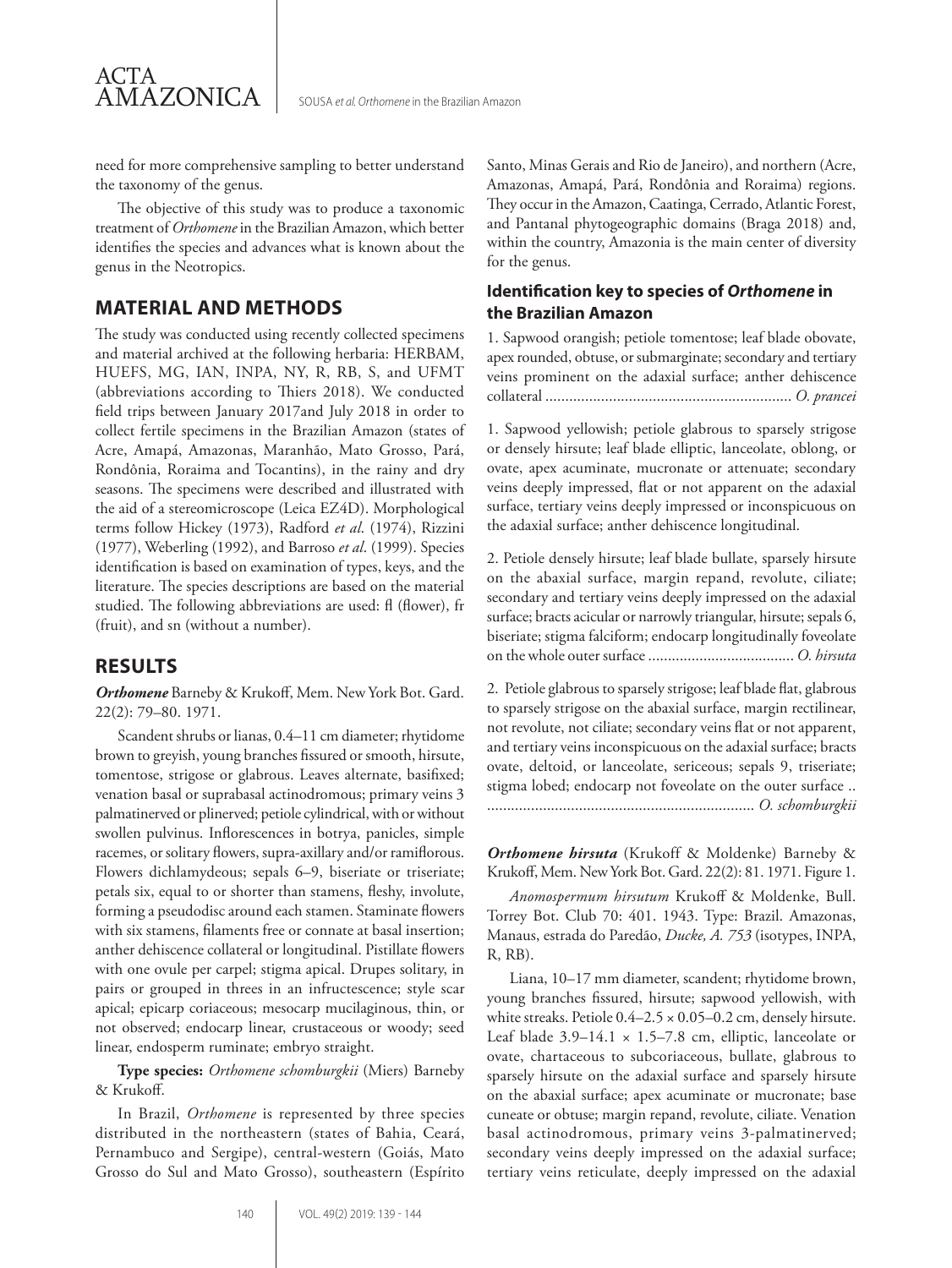need for more comprehensive sampling to better understand the taxonomy of the genus.

The objective of this study was to produce a taxonomic treatment of *Orthomene* in the Brazilian Amazon, which better identifies the species and advances what is known about the genus in the Neotropics.

## MATERIAL AND METHODS

The study was conducted using recently collected specimens and material archived at the following herbaria: HERBAM, HUEFS, MG, IAN, INPA, NY, R, RB, S, and UFMT (abbreviations according to Thiers 2018). We conducted field trips between January 2017and July 2018 in order to collect fertile specimens in the Brazilian Amazon (states of Acre, Amapá, Amazonas, Maranhão, Mato Grosso, Pará, Rondônia, Roraima and Tocantins), in the rainy and dry seasons. The specimens were described and illustrated with the aid of a stereomicroscope (Leica EZ4D). Morphological terms follow Hickey (1973), Radford *et al*. (1974), Rizzini (1977), Weberling (1992), and Barroso *et al*. (1999). Species identification is based on examination of types, keys, and the literature. The species descriptions are based on the material studied. The following abbreviations are used: fl (flower), fr (fruit), and sn (without a number).

## RESULTS

***Orthomene*** Barneby & Krukoff, Mem. New York Bot. Gard. 22(2): 79–80. 1971.

Scandent shrubs or lianas, 0.4–11 cm diameter; rhytidome brown to greyish, young branches fissured or smooth, hirsute, tomentose, strigose or glabrous. Leaves alternate, basifixed; venation basal or suprabasal actinodromous; primary veins 3 palmatinerved or plinerved; petiole cylindrical, with or without swollen pulvinus. Inflorescences in botrya, panicles, simple racemes, or solitary flowers, supra-axillary and/or ramiflorous. Flowers dichlamydeous; sepals 6–9, biseriate or triseriate; petals six, equal to or shorter than stamens, fleshy, involute, forming a pseudodisc around each stamen. Staminate flowers with six stamens, filaments free or connate at basal insertion; anther dehiscence collateral or longitudinal. Pistillate flowers with one ovule per carpel; stigma apical. Drupes solitary, in pairs or grouped in threes in an infructescence; style scar apical; epicarp coriaceous; mesocarp mucilaginous, thin, or not observed; endocarp linear, crustaceous or woody; seed linear, endosperm ruminate; embryo straight.

**Type species:** *Orthomene schomburgkii* (Miers) Barneby & Krukoff.

In Brazil, *Orthomene* is represented by three species distributed in the northeastern (states of Bahia, Ceará, Pernambuco and Sergipe), central-western (Goiás, Mato Grosso do Sul and Mato Grosso), southeastern (Espírito Santo, Minas Gerais and Rio de Janeiro), and northern (Acre, Amazonas, Amapá, Pará, Rondônia and Roraima) regions. They occur in the Amazon, Caatinga, Cerrado, Atlantic Forest, and Pantanal phytogeographic domains (Braga 2018) and, within the country, Amazonia is the main center of diversity for the genus.

### Identification key to species of *Orthomene* in the Brazilian Amazon

1. Sapwood orangish; petiole tomentose; leaf blade obovate, apex rounded, obtuse, or submarginate; secondary and tertiary veins prominent on the adaxial surface; anther dehiscence collateral ............................................................ *O. prancei*

1. Sapwood yellowish; petiole glabrous to sparsely strigose or densely hirsute; leaf blade elliptic, lanceolate, oblong, or ovate, apex acuminate, mucronate or attenuate; secondary veins deeply impressed, flat or not apparent on the adaxial surface, tertiary veins deeply impressed or inconspicuous on the adaxial surface; anther dehiscence longitudinal.

2. Petiole densely hirsute; leaf blade bullate, sparsely hirsute on the abaxial surface, margin repand, revolute, ciliate; secondary and tertiary veins deeply impressed on the adaxial surface; bracts acicular or narrowly triangular, hirsute; sepals 6, biseriate; stigma falciform; endocarp longitudinally foveolate on the whole outer surface .................................... *O. hirsuta*

2. Petiole glabrous to sparsely strigose; leaf blade flat, glabrous to sparsely strigose on the abaxial surface, margin rectilinear, not revolute, not ciliate; secondary veins flat or not apparent, and tertiary veins inconspicuous on the adaxial surface; bracts ovate, deltoid, or lanceolate, sericeous; sepals 9, triseriate; stigma lobed; endocarp not foveolate on the outer surface .. .................................................................. *O. schomburgkii*

***Orthomene hirsuta*** (Krukoff & Moldenke) Barneby & Krukoff, Mem. New York Bot. Gard. 22(2): 81. 1971. Figure 1.

*Anomospermum hirsutum* Krukoff & Moldenke, Bull. Torrey Bot. Club 70: 401. 1943. Type: Brazil. Amazonas, Manaus, estrada do Paredão, *Ducke, A. 753* (isotypes, INPA, R, RB).

Liana, 10–17 mm diameter, scandent; rhytidome brown, young branches fissured, hirsute; sapwood yellowish, with white streaks. Petiole 0.4–2.5 × 0.05–0.2 cm, densely hirsute. Leaf blade 3.9–14.1 × 1.5–7.8 cm, elliptic, lanceolate or ovate, chartaceous to subcoriaceous, bullate, glabrous to sparsely hirsute on the adaxial surface and sparsely hirsute on the abaxial surface; apex acuminate or mucronate; base cuneate or obtuse; margin repand, revolute, ciliate. Venation basal actinodromous, primary veins 3-palmatinerved; secondary veins deeply impressed on the adaxial surface; tertiary veins reticulate, deeply impressed on the adaxial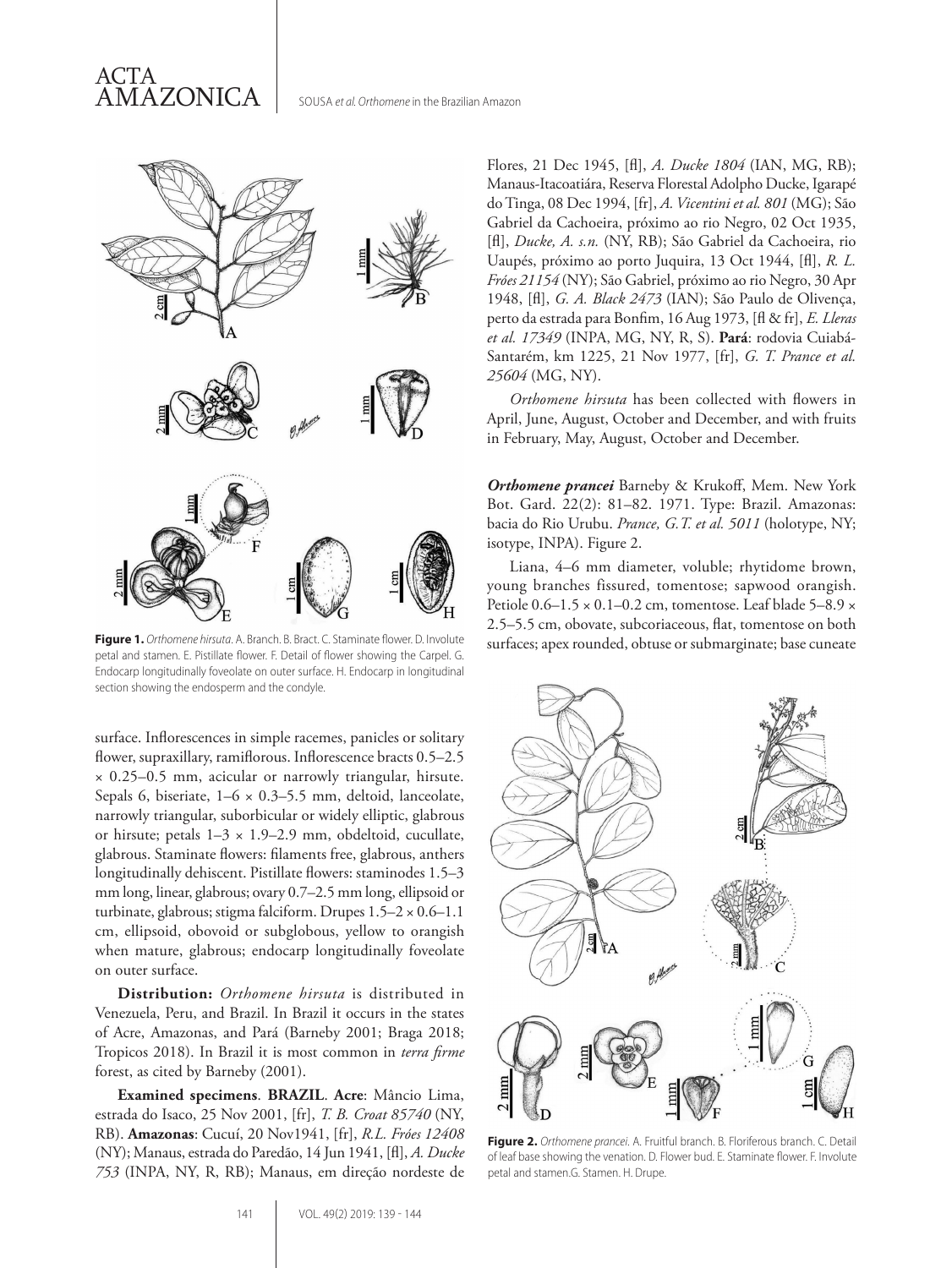**Figure 1.** *Orthomene hirsuta*. A. Branch. B. Bract. C. Staminate flower. D. Involute petal and stamen. E. Pistillate flower. F. Detail of flower showing the Carpel. G. Endocarp longitudinally foveolate on outer surface. H. Endocarp in longitudinal section showing the endosperm and the condyle.

surface. Inflorescences in simple racemes, panicles or solitary flower, supraxillary, ramiflorous. Inflorescence bracts 0.5–2.5 × 0.25–0.5 mm, acicular or narrowly triangular, hirsute. Sepals 6, biseriate, 1–6 × 0.3–5.5 mm, deltoid, lanceolate, narrowly triangular, suborbicular or widely elliptic, glabrous or hirsute; petals 1–3 × 1.9–2.9 mm, obdeltoid, cucullate, glabrous. Staminate flowers: filaments free, glabrous, anthers longitudinally dehiscent. Pistillate flowers: staminodes 1.5–3 mm long, linear, glabrous; ovary 0.7–2.5 mm long, ellipsoid or turbinate, glabrous; stigma falciform. Drupes 1.5–2 × 0.6–1.1 cm, ellipsoid, obovoid or subglobous, yellow to orangish when mature, glabrous; endocarp longitudinally foveolate on outer surface.

**Distribution:** *Orthomene hirsuta* is distributed in Venezuela, Peru, and Brazil. In Brazil it occurs in the states of Acre, Amazonas, and Pará (Barneby 2001; Braga 2018; Tropicos 2018). In Brazil it is most common in *terra firme* forest, as cited by Barneby (2001).

**Examined specimens**. **BRAZIL**. **Acre**: Mâncio Lima, estrada do Isaco, 25 Nov 2001, [fr], *T. B. Croat 85740* (NY, RB). **Amazonas**: Cucuí, 20 Nov1941, [fr], *R.L. Fróes 12408* (NY); Manaus, estrada do Paredão, 14 Jun 1941, [fl], *A. Ducke 753* (INPA, NY, R, RB); Manaus, em direção nordeste de Flores, 21 Dec 1945, [fl], *A. Ducke 1804* (IAN, MG, RB); Manaus-Itacoatiára, Reserva Florestal Adolpho Ducke, Igarapé do Tinga, 08 Dec 1994, [fr], *A. Vicentini et al. 801* (MG); São Gabriel da Cachoeira, próximo ao rio Negro, 02 Oct 1935, [fl], *Ducke, A. s.n.* (NY, RB); São Gabriel da Cachoeira, rio Uaupés, próximo ao porto Juquira, 13 Oct 1944, [fl], *R. L. Fróes 21154* (NY); São Gabriel, próximo ao rio Negro, 30 Apr 1948, [fl], *G. A. Black 2473* (IAN); São Paulo de Olivença, perto da estrada para Bonfim, 16 Aug 1973, [fl & fr], *E. Lleras et al. 17349* (INPA, MG, NY, R, S). **Pará**: rodovia Cuiabá-Santarém, km 1225, 21 Nov 1977, [fr], *G. T. Prance et al. 25604* (MG, NY).

*Orthomene hirsuta* has been collected with flowers in April, June, August, October and December, and with fruits in February, May, August, October and December.

***Orthomene prancei*** Barneby & Krukoff, Mem. New York Bot. Gard. 22(2): 81–82. 1971. Type: Brazil. Amazonas: bacia do Rio Urubu. *Prance, G.T. et al. 5011* (holotype, NY; isotype, INPA). Figure 2.

Liana, 4–6 mm diameter, voluble; rhytidome brown, young branches fissured, tomentose; sapwood orangish. Petiole 0.6–1.5 × 0.1–0.2 cm, tomentose. Leaf blade 5–8.9 × 2.5–5.5 cm, obovate, subcoriaceous, flat, tomentose on both surfaces; apex rounded, obtuse or submarginate; base cuneate

**Figure 2.** *Orthomene prancei*. A. Fruitful branch. B. Floriferous branch. C. Detail of leaf base showing the venation. D. Flower bud. E. Staminate flower. F. Involute petal and stamen.G. Stamen. H. Drupe.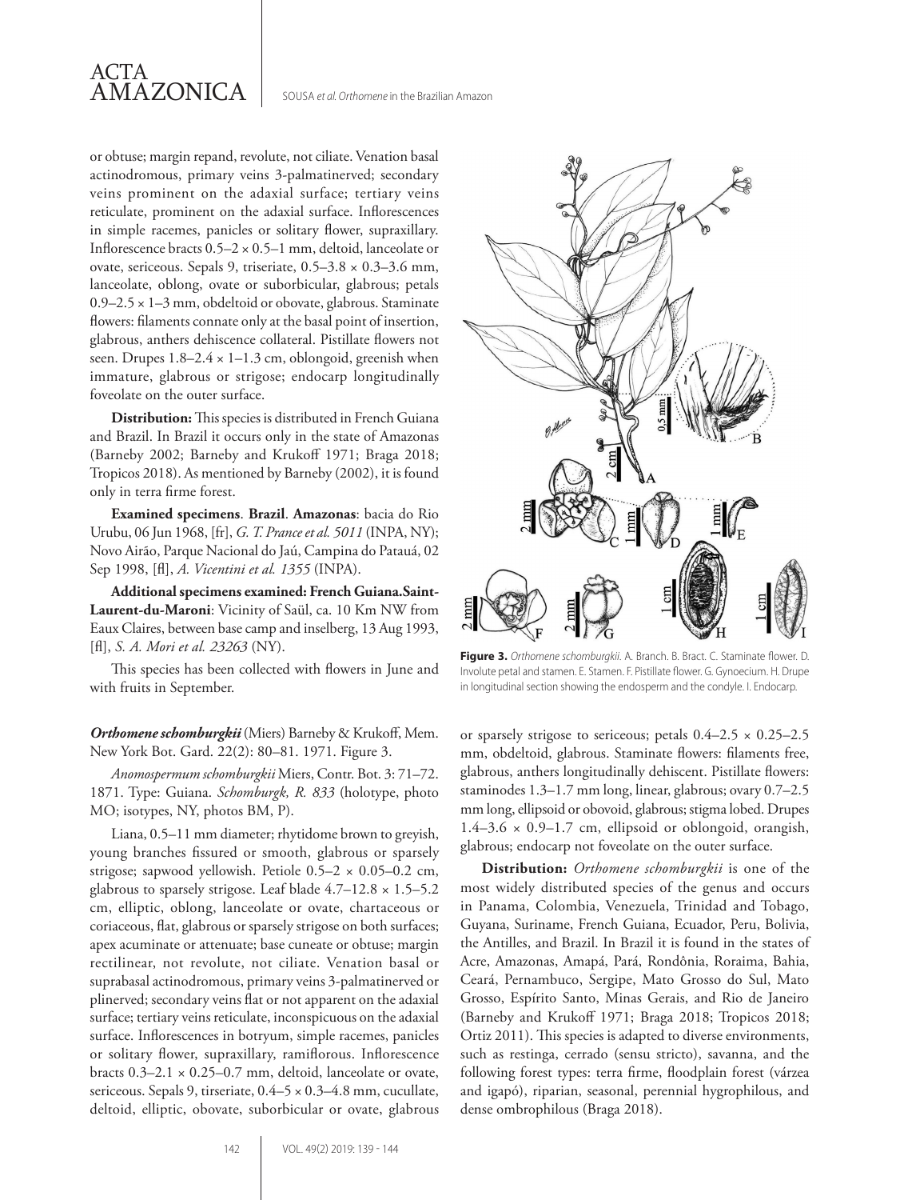or obtuse; margin repand, revolute, not ciliate. Venation basal actinodromous, primary veins 3-palmatinerved; secondary veins prominent on the adaxial surface; tertiary veins reticulate, prominent on the adaxial surface. Inflorescences in simple racemes, panicles or solitary flower, supraxillary. Inflorescence bracts 0.5–2 × 0.5–1 mm, deltoid, lanceolate or ovate, sericeous. Sepals 9, triseriate, 0.5–3.8 × 0.3–3.6 mm, lanceolate, oblong, ovate or suborbicular, glabrous; petals 0.9–2.5 × 1–3 mm, obdeltoid or obovate, glabrous. Staminate flowers: filaments connate only at the basal point of insertion, glabrous, anthers dehiscence collateral. Pistillate flowers not seen. Drupes 1.8–2.4 × 1–1.3 cm, oblongoid, greenish when immature, glabrous or strigose; endocarp longitudinally foveolate on the outer surface.

**Distribution:** This species is distributed in French Guiana and Brazil. In Brazil it occurs only in the state of Amazonas (Barneby 2002; Barneby and Krukoff 1971; Braga 2018; Tropicos 2018). As mentioned by Barneby (2002), it is found only in terra firme forest.

**Examined specimens**. **Brazil**. **Amazonas**: bacia do Rio Urubu, 06 Jun 1968, [fr], *G. T. Prance et al. 5011* (INPA, NY); Novo Airão, Parque Nacional do Jaú, Campina do Patauá, 02 Sep 1998, [fl], *A. Vicentini et al. 1355* (INPA).

**Additional specimens examined: French Guiana.Saint-Laurent-du-Maroni**: Vicinity of Saül, ca. 10 Km NW from Eaux Claires, between base camp and inselberg, 13 Aug 1993, [fl], *S. A. Mori et al. 23263* (NY).

This species has been collected with flowers in June and with fruits in September.

***Orthomene schomburgkii*** (Miers) Barneby & Krukoff, Mem. New York Bot. Gard. 22(2): 80–81. 1971. Figure 3.

*Anomospermum schomburgkii* Miers, Contr. Bot. 3: 71–72. 1871. Type: Guiana. *Schomburgk, R. 833* (holotype, photo MO; isotypes, NY, photos BM, P).

Liana, 0.5–11 mm diameter; rhytidome brown to greyish, young branches fissured or smooth, glabrous or sparsely strigose; sapwood yellowish. Petiole 0.5–2 × 0.05–0.2 cm, glabrous to sparsely strigose. Leaf blade 4.7–12.8 × 1.5–5.2 cm, elliptic, oblong, lanceolate or ovate, chartaceous or coriaceous, flat, glabrous or sparsely strigose on both surfaces; apex acuminate or attenuate; base cuneate or obtuse; margin rectilinear, not revolute, not ciliate. Venation basal or suprabasal actinodromous, primary veins 3-palmatinerved or plinerved; secondary veins flat or not apparent on the adaxial surface; tertiary veins reticulate, inconspicuous on the adaxial surface. Inflorescences in botryum, simple racemes, panicles or solitary flower, supraxillary, ramiflorous. Inflorescence bracts 0.3–2.1 × 0.25–0.7 mm, deltoid, lanceolate or ovate, sericeous. Sepals 9, tirseriate, 0.4–5 × 0.3–4.8 mm, cucullate, deltoid, elliptic, obovate, suborbicular or ovate, glabrous or sparsely strigose to sericeous; petals 0.4–2.5 × 0.25–2.5 mm, obdeltoid, glabrous. Staminate flowers: filaments free, glabrous, anthers longitudinally dehiscent. Pistillate flowers: staminodes 1.3–1.7 mm long, linear, glabrous; ovary 0.7–2.5 mm long, ellipsoid or obovoid, glabrous; stigma lobed. Drupes 1.4–3.6 × 0.9–1.7 cm, ellipsoid or oblongoid, orangish, glabrous; endocarp not foveolate on the outer surface.

**Distribution:** *Orthomene schomburgkii* is one of the most widely distributed species of the genus and occurs in Panama, Colombia, Venezuela, Trinidad and Tobago, Guyana, Suriname, French Guiana, Ecuador, Peru, Bolivia, the Antilles, and Brazil. In Brazil it is found in the states of Acre, Amazonas, Amapá, Pará, Rondônia, Roraima, Bahia, Ceará, Pernambuco, Sergipe, Mato Grosso do Sul, Mato Grosso, Espírito Santo, Minas Gerais, and Rio de Janeiro (Barneby and Krukoff 1971; Braga 2018; Tropicos 2018; Ortiz 2011). This species is adapted to diverse environments, such as restinga, cerrado (sensu stricto), savanna, and the following forest types: terra firme, floodplain forest (várzea and igapó), riparian, seasonal, perennial hygrophilous, and dense ombrophilous (Braga 2018).

**Figure 3.** *Orthomene schomburgkii*. A. Branch. B. Bract. C. Staminate flower. D. Involute petal and stamen. E. Stamen. F. Pistillate flower. G. Gynoecium. H. Drupe in longitudinal section showing the endosperm and the condyle. I. Endocarp.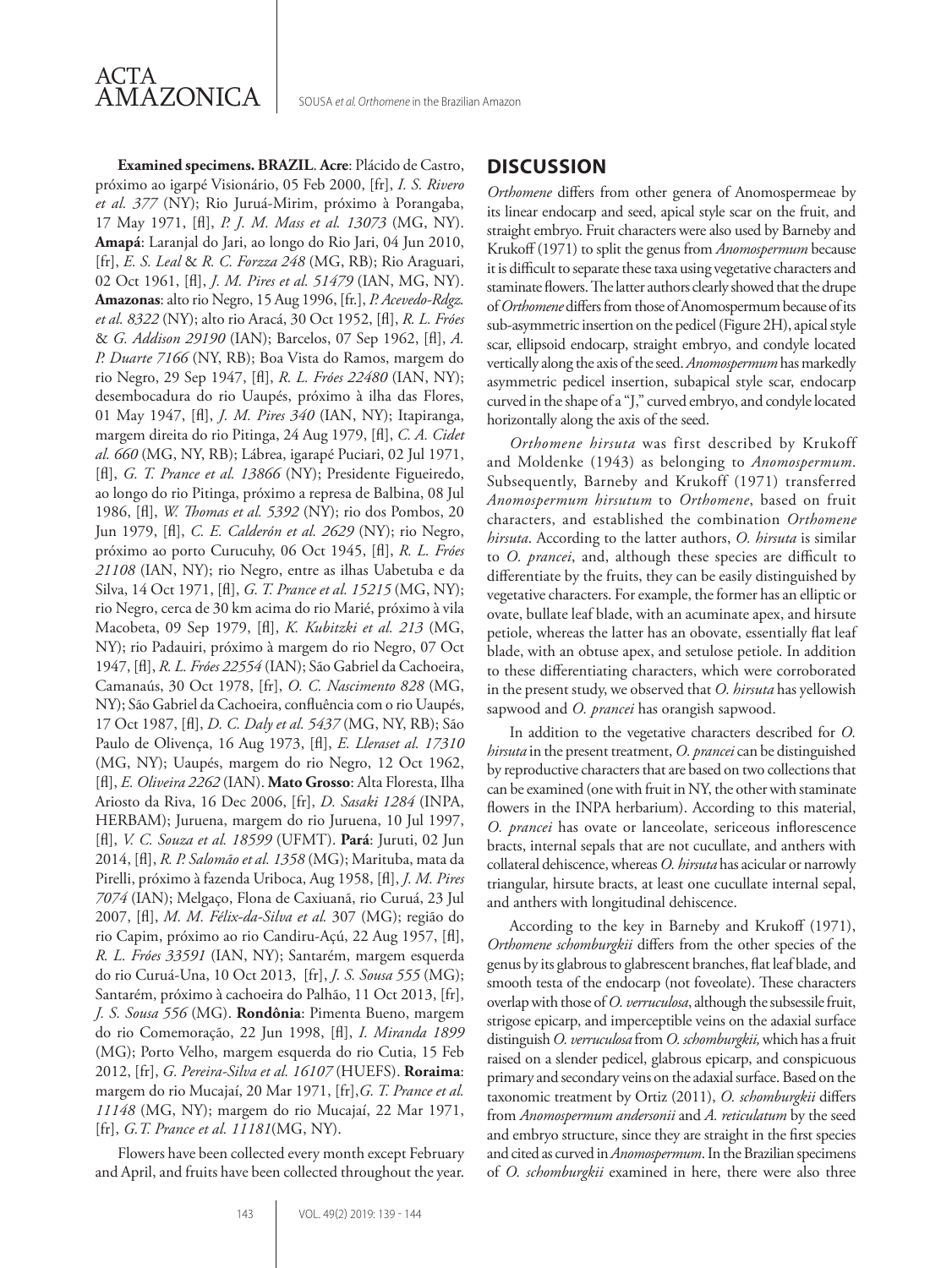**Examined specimens. BRAZIL**. **Acre**: Plácido de Castro, próximo ao igarpé Visionário, 05 Feb 2000, [fr], *I. S. Rivero et al. 377* (NY); Rio Juruá-Mirim, próximo à Porangaba, 17 May 1971, [fl], *P. J. M. Mass et al. 13073* (MG, NY). **Amapá**: Laranjal do Jari, ao longo do Rio Jari, 04 Jun 2010, [fr], *E. S. Leal* & *R. C. Forzza 248* (MG, RB); Rio Araguari, 02 Oct 1961, [fl], *J. M. Pires et al. 51479* (IAN, MG, NY). **Amazonas**: alto rio Negro, 15 Aug 1996, [fr.], *P. Acevedo-Rdgz. et al. 8322* (NY); alto rio Aracá, 30 Oct 1952, [fl], *R. L. Fróes* & *G. Addison 29190* (IAN); Barcelos, 07 Sep 1962, [fl], *A. P. Duarte 7166* (NY, RB); Boa Vista do Ramos, margem do rio Negro, 29 Sep 1947, [fl], *R. L. Fróes 22480* (IAN, NY); desembocadura do rio Uaupés, próximo à ilha das Flores, 01 May 1947, [fl], *J. M. Pires 340* (IAN, NY); Itapiranga, margem direita do rio Pitinga, 24 Aug 1979, [fl], *C. A. Cidet al. 660* (MG, NY, RB); Lábrea, igarapé Puciari, 02 Jul 1971, [fl], *G. T. Prance et al. 13866* (NY); Presidente Figueiredo, ao longo do rio Pitinga, próximo a represa de Balbina, 08 Jul 1986, [fl], *W. Thomas et al. 5392* (NY); rio dos Pombos, 20 Jun 1979, [fl], *C. E. Calderón et al. 2629* (NY); rio Negro, próximo ao porto Curucuhy, 06 Oct 1945, [fl], *R. L. Fróes 21108* (IAN, NY); rio Negro, entre as ilhas Uabetuba e da Silva, 14 Oct 1971, [fl], *G. T. Prance et al. 15215* (MG, NY); rio Negro, cerca de 30 km acima do rio Marié, próximo à vila Macobeta, 09 Sep 1979, [fl], *K. Kubitzki et al. 213* (MG, NY); rio Padauiri, próximo à margem do rio Negro, 07 Oct 1947, [fl], *R. L. Fróes 22554* (IAN); São Gabriel da Cachoeira, Camanaús, 30 Oct 1978, [fr], *O. C. Nascimento 828* (MG, NY); São Gabriel da Cachoeira, confluência com o rio Uaupés, 17 Oct 1987, [fl], *D. C. Daly et al. 5437* (MG, NY, RB); São Paulo de Olivença, 16 Aug 1973, [fl], *E. Lleraset al. 17310* (MG, NY); Uaupés, margem do rio Negro, 12 Oct 1962, [fl], *E. Oliveira 2262* (IAN). **Mato Grosso**: Alta Floresta, Ilha Ariosto da Riva, 16 Dec 2006, [fr], *D. Sasaki 1284* (INPA, HERBAM); Juruena, margem do rio Juruena, 10 Jul 1997, [fl], *V. C. Souza et al. 18599* (UFMT). **Pará**: Juruti, 02 Jun 2014, [fl], *R. P. Salomão et al. 1358* (MG); Marituba, mata da Pirelli, próximo à fazenda Uriboca, Aug 1958, [fl], *J. M. Pires 7074* (IAN); Melgaço, Flona de Caxiuanã, rio Curuá, 23 Jul 2007, [fl], *M. M. Félix-da-Silva et al.* 307 (MG); região do rio Capim, próximo ao rio Candiru-Açú, 22 Aug 1957, [fl], *R. L. Fróes 33591* (IAN, NY); Santarém, margem esquerda do rio Curuá-Una, 10 Oct 2013, [fr], *J. S. Sousa 555* (MG); Santarém, próximo à cachoeira do Palhão, 11 Oct 2013, [fr], *J. S. Sousa 556* (MG). **Rondônia**: Pimenta Bueno, margem do rio Comemoração, 22 Jun 1998, [fl], *I. Miranda 1899* (MG); Porto Velho, margem esquerda do rio Cutia, 15 Feb 2012, [fr], *G. Pereira-Silva et al. 16107* (HUEFS). **Roraima**: margem do rio Mucajaí, 20 Mar 1971, [fr],*G. T. Prance et al. 11148* (MG, NY); margem do rio Mucajaí, 22 Mar 1971, [fr], *G.T. Prance et al. 11181*(MG, NY).

Flowers have been collected every month except February and April, and fruits have been collected throughout the year.

## DISCUSSION

*Orthomene* differs from other genera of Anomospermeae by its linear endocarp and seed, apical style scar on the fruit, and straight embryo. Fruit characters were also used by Barneby and Krukoff (1971) to split the genus from *Anomospermum* because it is difficult to separate these taxa using vegetative characters and staminate flowers. The latter authors clearly showed that the drupe of *Orthomene* differs from those of Anomospermum because of its sub-asymmetric insertion on the pedicel (Figure 2H), apical style scar, ellipsoid endocarp, straight embryo, and condyle located vertically along the axis of the seed. *Anomospermum* has markedly asymmetric pedicel insertion, subapical style scar, endocarp curved in the shape of a "J," curved embryo, and condyle located horizontally along the axis of the seed.

*Orthomene hirsuta* was first described by Krukoff and Moldenke (1943) as belonging to *Anomospermum*. Subsequently, Barneby and Krukoff (1971) transferred *Anomospermum hirsutum* to *Orthomene*, based on fruit characters, and established the combination *Orthomene hirsuta*. According to the latter authors, *O. hirsuta* is similar to *O. prancei*, and, although these species are difficult to differentiate by the fruits, they can be easily distinguished by vegetative characters. For example, the former has an elliptic or ovate, bullate leaf blade, with an acuminate apex, and hirsute petiole, whereas the latter has an obovate, essentially flat leaf blade, with an obtuse apex, and setulose petiole. In addition to these differentiating characters, which were corroborated in the present study, we observed that *O. hirsuta* has yellowish sapwood and *O. prancei* has orangish sapwood.

In addition to the vegetative characters described for *O. hirsuta* in the present treatment, *O. prancei* can be distinguished by reproductive characters that are based on two collections that can be examined (one with fruit in NY, the other with staminate flowers in the INPA herbarium). According to this material, *O. prancei* has ovate or lanceolate, sericeous inflorescence bracts, internal sepals that are not cucullate, and anthers with collateral dehiscence, whereas *O. hirsuta* has acicular or narrowly triangular, hirsute bracts, at least one cucullate internal sepal, and anthers with longitudinal dehiscence.

According to the key in Barneby and Krukoff (1971), *Orthomene schomburgkii* differs from the other species of the genus by its glabrous to glabrescent branches, flat leaf blade, and smooth testa of the endocarp (not foveolate). These characters overlap with those of *O. verruculosa*, although the subsessile fruit, strigose epicarp, and imperceptible veins on the adaxial surface distinguish *O. verruculosa* from *O. schomburgkii,* which has a fruit raised on a slender pedicel, glabrous epicarp, and conspicuous primary and secondary veins on the adaxial surface. Based on the taxonomic treatment by Ortiz (2011), *O. schomburgkii* differs from *Anomospermum andersonii* and *A. reticulatum* by the seed and embryo structure, since they are straight in the first species and cited as curved in *Anomospermum*. In the Brazilian specimens of *O. schomburgkii* examined in here, there were also three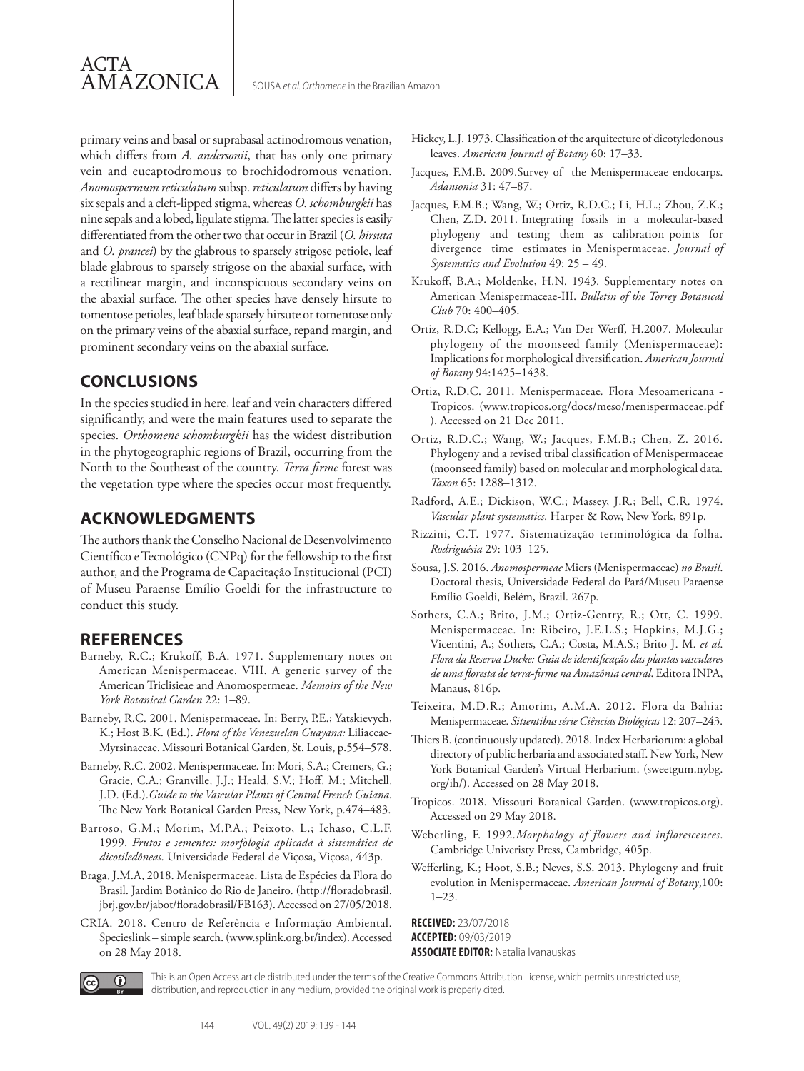primary veins and basal or suprabasal actinodromous venation, which differs from *A. andersonii*, that has only one primary vein and eucaptodromous to brochidodromous venation. *Anomospermum reticulatum* subsp. *reticulatum* differs by having six sepals and a cleft-lipped stigma, whereas *O. schomburgkii* has nine sepals and a lobed, ligulate stigma. The latter species is easily differentiated from the other two that occur in Brazil (*O. hirsuta* and *O. prancei*) by the glabrous to sparsely strigose petiole, leaf blade glabrous to sparsely strigose on the abaxial surface, with a rectilinear margin, and inconspicuous secondary veins on the abaxial surface. The other species have densely hirsute to tomentose petioles, leaf blade sparsely hirsute or tomentose only on the primary veins of the abaxial surface, repand margin, and prominent secondary veins on the abaxial surface.

## CONCLUSIONS

In the species studied in here, leaf and vein characters differed significantly, and were the main features used to separate the species. *Orthomene schomburgkii* has the widest distribution in the phytogeographic regions of Brazil, occurring from the North to the Southeast of the country. *Terra firme* forest was the vegetation type where the species occur most frequently.

## ACKNOWLEDGMENTS

The authors thank the Conselho Nacional de Desenvolvimento Científico e Tecnológico (CNPq) for the fellowship to the first author, and the Programa de Capacitação Institucional (PCI) of Museu Paraense Emílio Goeldi for the infrastructure to conduct this study.

## REFERENCES

Barneby, R.C.; Krukoff, B.A. 1971. Supplementary notes on American Menispermaceae. VIII. A generic survey of the American Triclisieae and Anomospermeae. *Memoirs of the New York Botanical Garden* 22: 1–89.

Barneby, R.C. 2001. Menispermaceae. In: Berry, P.E.; Yatskievych, K.; Host B.K. (Ed.). *Flora of the Venezuelan Guayana:* Liliaceae-Myrsinaceae. Missouri Botanical Garden, St. Louis, p.554–578.

Barneby, R.C. 2002. Menispermaceae. In: Mori, S.A.; Cremers, G.; Gracie, C.A.; Granville, J.J.; Heald, S.V.; Hoff, M.; Mitchell, J.D. (Ed.).*Guide to the Vascular Plants of Central French Guiana*. The New York Botanical Garden Press, New York, p.474–483.

Barroso, G.M.; Morim, M.P.A.; Peixoto, L.; Ichaso, C.L.F. 1999. *Frutos e sementes: morfologia aplicada à sistemática de dicotiledôneas*. Universidade Federal de Viçosa, Viçosa, 443p.

Braga, J.M.A, 2018. Menispermaceae. Lista de Espécies da Flora do Brasil. Jardim Botânico do Rio de Janeiro. (http://floradobrasil.jbrj.gov.br/jabot/floradobrasil/FB163). Accessed on 27/05/2018.

CRIA. 2018. Centro de Referência e Informação Ambiental. Specieslink – simple search. (www.splink.org.br/index). Accessed on 28 May 2018.

Hickey, L.J. 1973. Classification of the arquitecture of dicotyledonous leaves. *American Journal of Botany* 60: 17–33.

Jacques, F.M.B. 2009.Survey of the Menispermaceae endocarps. *Adansonia* 31: 47–87.

Jacques, F.M.B.; Wang, W.; Ortiz, R.D.C.; Li, H.L.; Zhou, Z.K.; Chen, Z.D. 2011. Integrating fossils in a molecular-based phylogeny and testing them as calibration points for divergence time estimates in Menispermaceae. *Journal of Systematics and Evolution* 49: 25 – 49.

Krukoff, B.A.; Moldenke, H.N. 1943. Supplementary notes on American Menispermaceae-III. *Bulletin of the Torrey Botanical Club* 70: 400–405.

Ortiz, R.D.C; Kellogg, E.A.; Van Der Werff, H.2007. Molecular phylogeny of the moonseed family (Menispermaceae): Implications for morphological diversification. *American Journal of Botany* 94:1425–1438.

Ortiz, R.D.C. 2011. Menispermaceae. Flora Mesoamericana - Tropicos. (www.tropicos.org/docs/meso/menispermaceae.pdf ). Accessed on 21 Dec 2011.

Ortiz, R.D.C.; Wang, W.; Jacques, F.M.B.; Chen, Z. 2016. Phylogeny and a revised tribal classification of Menispermaceae (moonseed family) based on molecular and morphological data. *Taxon* 65: 1288–1312.

Radford, A.E.; Dickison, W.C.; Massey, J.R.; Bell, C.R. 1974. *Vascular plant systematics*. Harper & Row, New York, 891p.

Rizzini, C.T. 1977. Sistematização terminológica da folha. *Rodriguésia* 29: 103–125.

Sousa, J.S. 2016. *Anomospermeae* Miers (Menispermaceae) *no Brasil*. Doctoral thesis, Universidade Federal do Pará/Museu Paraense Emílio Goeldi, Belém, Brazil. 267p.

Sothers, C.A.; Brito, J.M.; Ortiz-Gentry, R.; Ott, C. 1999. Menispermaceae. In: Ribeiro, J.E.L.S.; Hopkins, M.J.G.; Vicentini, A.; Sothers, C.A.; Costa, M.A.S.; Brito J. M. *et al*. *Flora da Reserva Ducke: Guia de identificação das plantas vasculares de uma floresta de terra-firme na Amazônia central*. Editora INPA, Manaus, 816p.

Teixeira, M.D.R.; Amorim, A.M.A. 2012. Flora da Bahia: Menispermaceae. *Sitientibus série Ciências Biológicas* 12: 207–243.

Thiers B. (continuously updated). 2018. Index Herbariorum: a global directory of public herbaria and associated staff. New York, New York Botanical Garden's Virtual Herbarium. (sweetgum.nybg.org/ih/). Accessed on 28 May 2018.

Tropicos. 2018. Missouri Botanical Garden. (www.tropicos.org). Accessed on 29 May 2018.

Weberling, F. 1992.*Morphology of flowers and inflorescences*. Cambridge Univeristy Press, Cambridge, 405p.

Wefferling, K.; Hoot, S.B.; Neves, S.S. 2013. Phylogeny and fruit evolution in Menispermaceae. *American Journal of Botany*,100: 1–23.

**RECEIVED:** 23/07/2018
**ACCEPTED:** 09/03/2019
**ASSOCIATE EDITOR:** Natalia Ivanauskas

This is an Open Access article distributed under the terms of the Creative Commons Attribution License, which permits unrestricted use, distribution, and reproduction in any medium, provided the original work is properly cited.